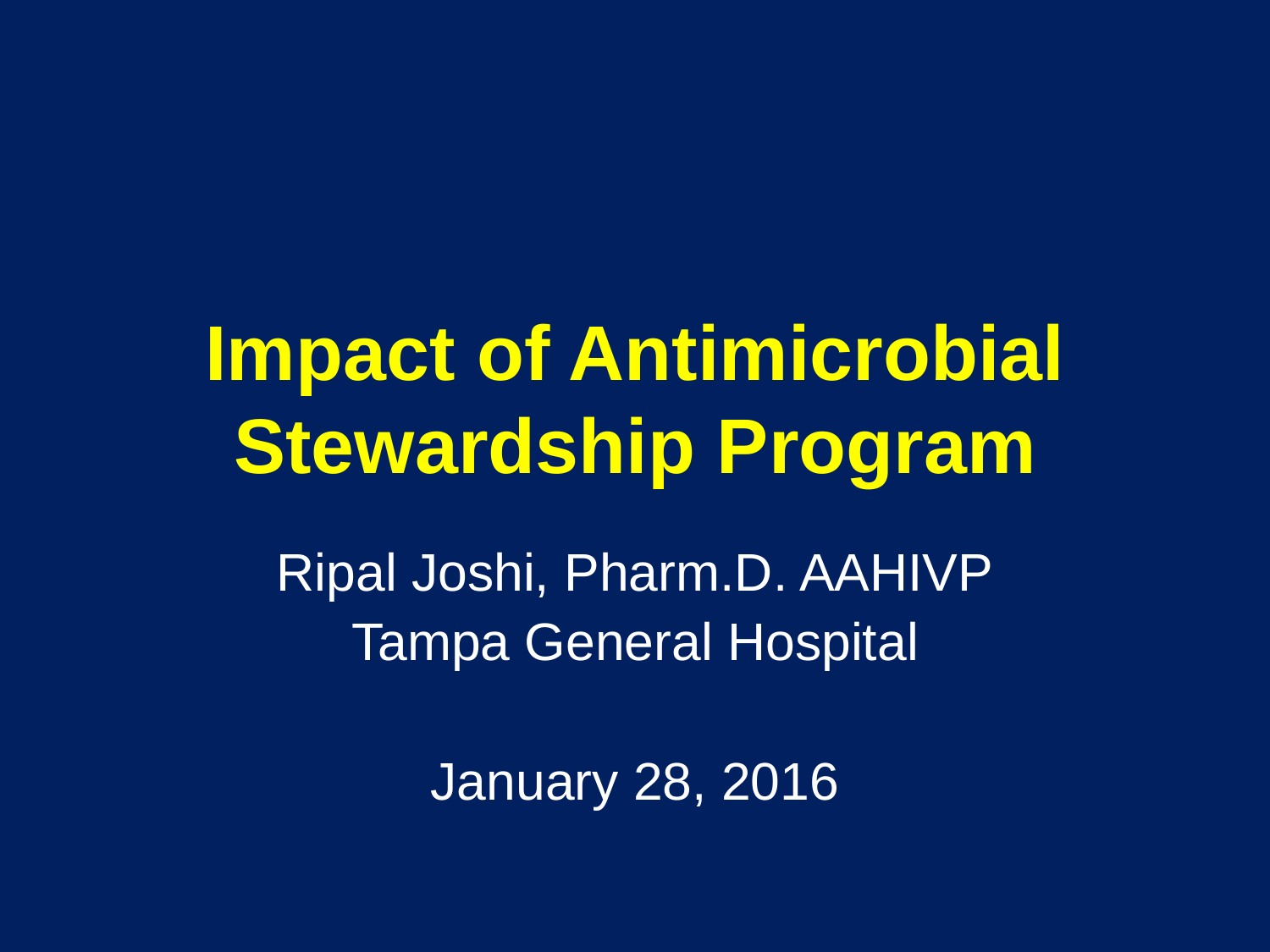# Impact of Antimicrobial Stewardship Program

Ripal Joshi, Pharm.D. AAHIVP

Tampa General Hospital

January 28, 2016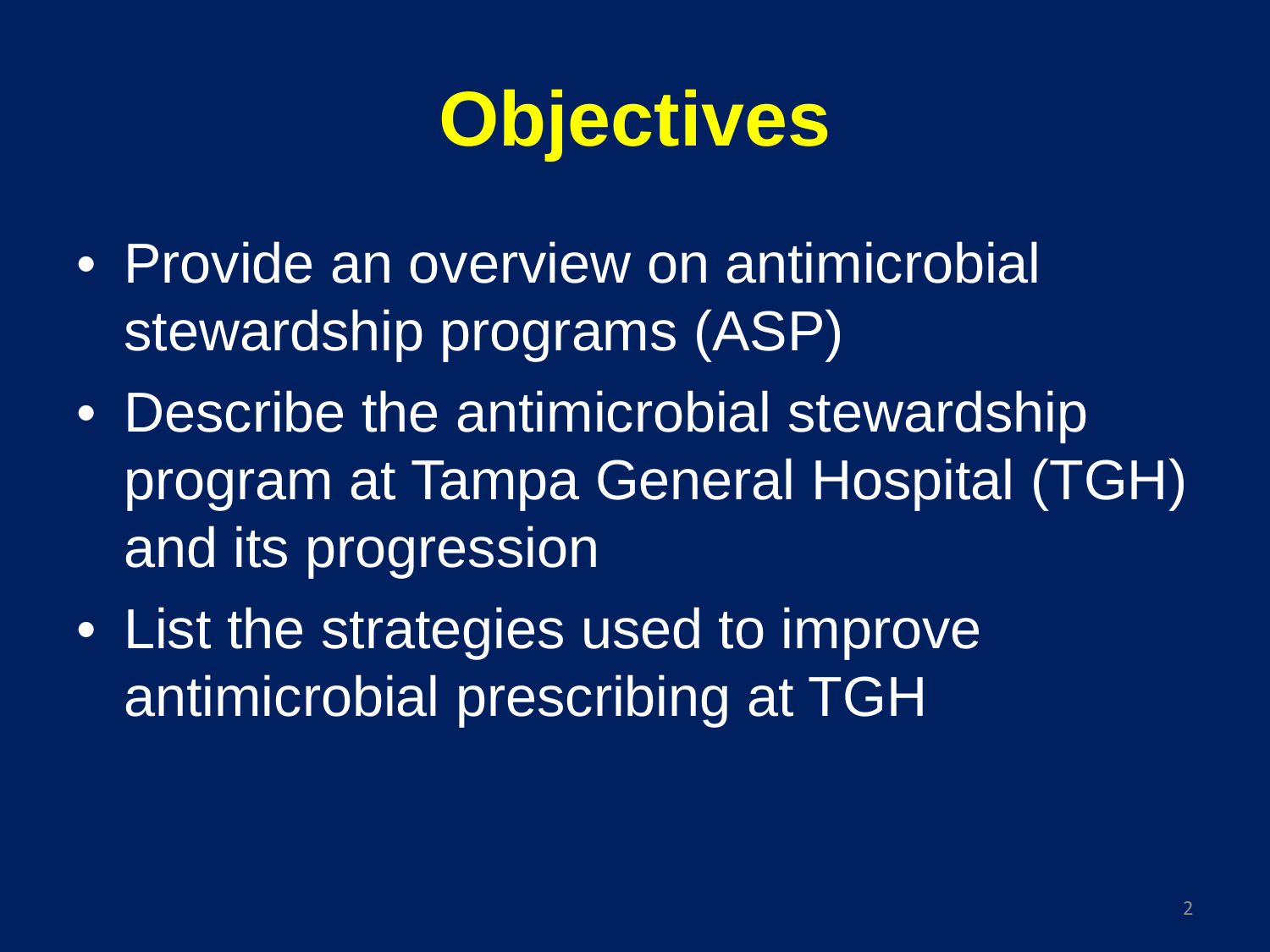# Objectives

- Provide an overview on antimicrobial stewardship programs (ASP)
- Describe the antimicrobial stewardship program at Tampa General Hospital (TGH) and its progression
- List the strategies used to improve antimicrobial prescribing at TGH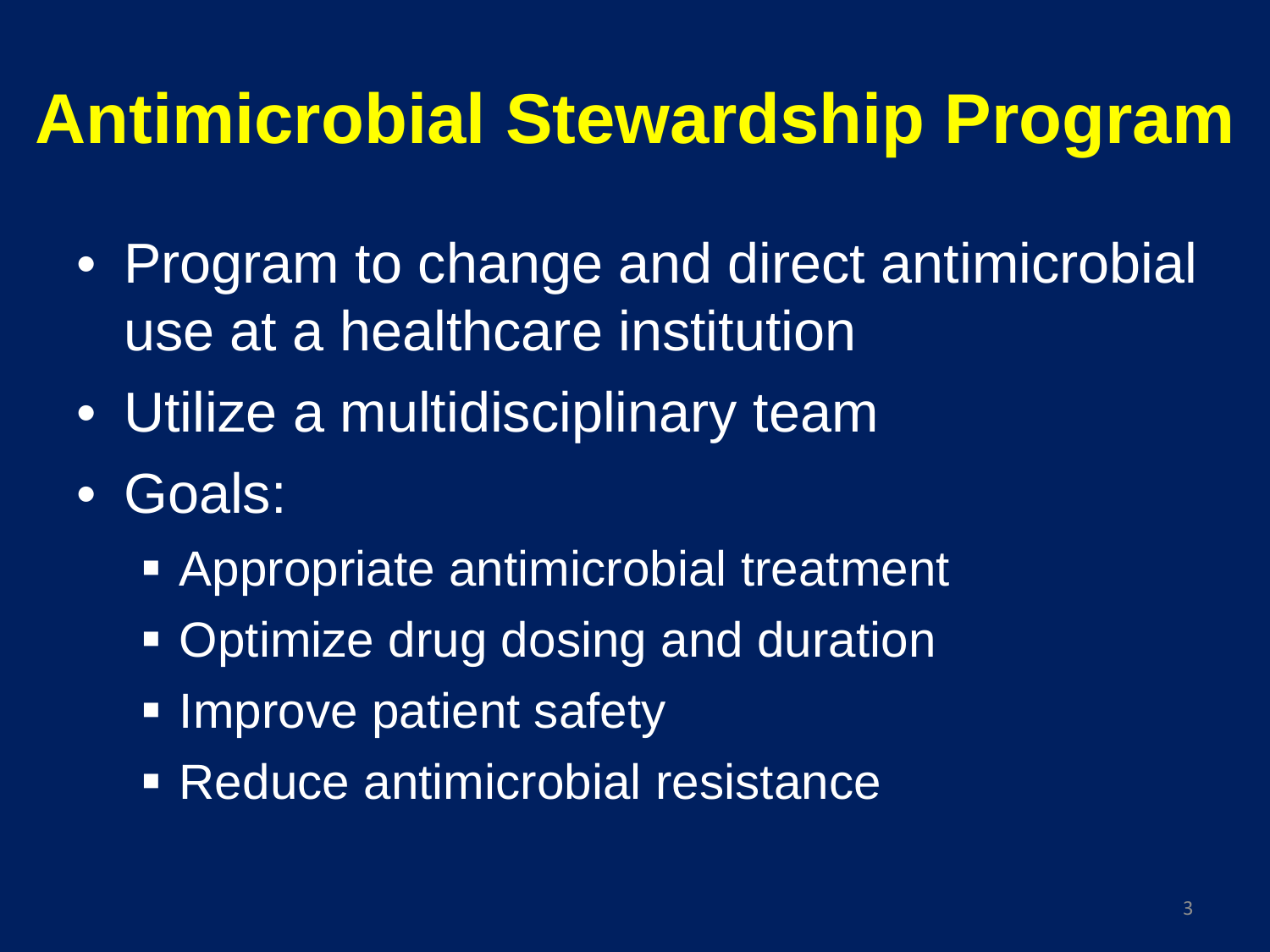# Antimicrobial Stewardship Program

- Program to change and direct antimicrobial use at a healthcare institution
- Utilize a multidisciplinary team
- Goals:
  - Appropriate antimicrobial treatment
  - Optimize drug dosing and duration
  - Improve patient safety
  - Reduce antimicrobial resistance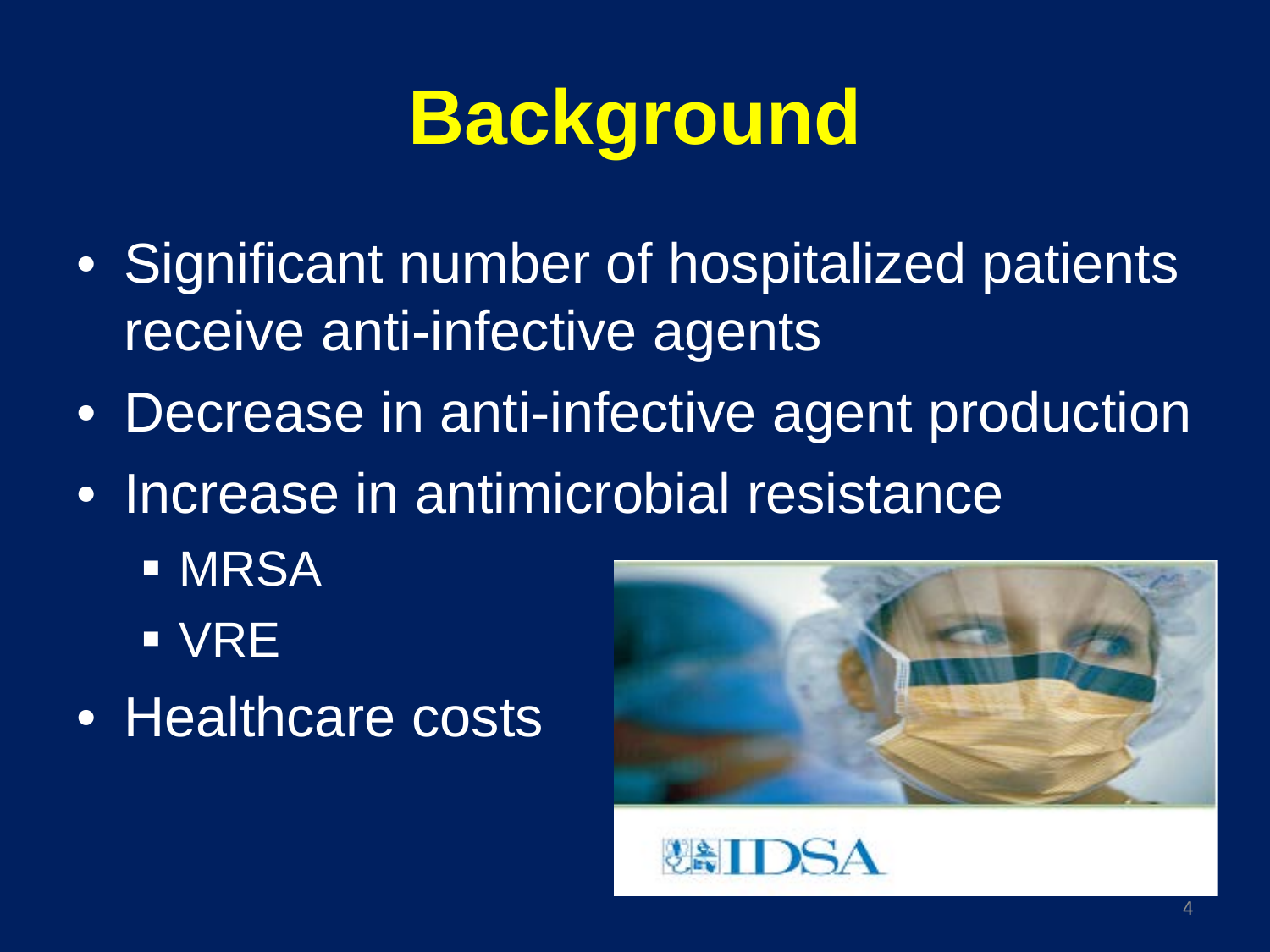# Background

- Significant number of hospitalized patients receive anti-infective agents
- Decrease in anti-infective agent production
- Increase in antimicrobial resistance
  - MRSA
  - VRE
- Healthcare costs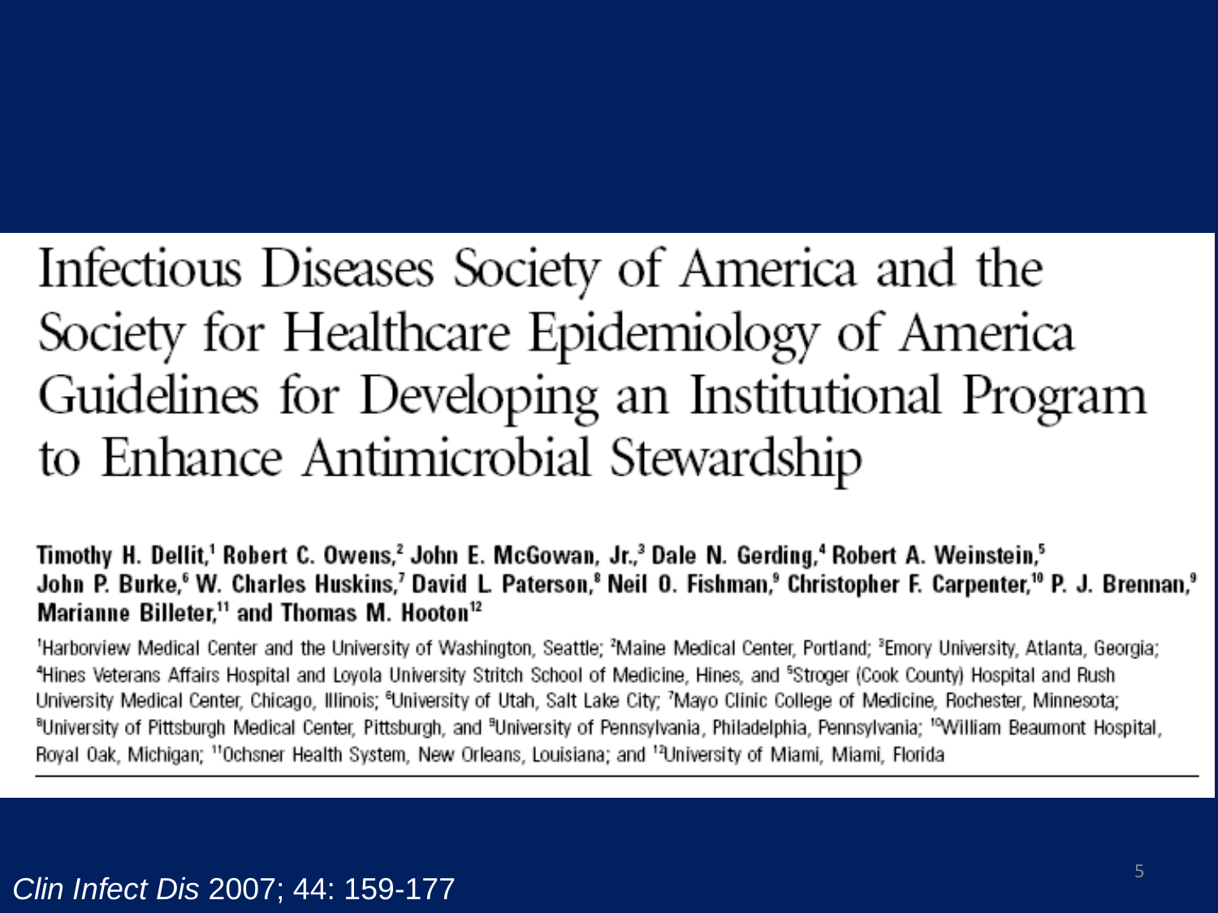# Infectious Diseases Society of America and the Society for Healthcare Epidemiology of America Guidelines for Developing an Institutional Program to Enhance Antimicrobial Stewardship

**Timothy H. Dellit,[1] Robert C. Owens,[2] John E. McGowan, Jr.,[3] Dale N. Gerding,[4] Robert A. Weinstein,[5] John P. Burke,[6] W. Charles Huskins,[7] David L. Paterson,[8] Neil O. Fishman,[9] Christopher F. Carpenter,[10] P. J. Brennan,[9] Marianne Billeter,[11] and Thomas M. Hooton[12]**

[1]Harborview Medical Center and the University of Washington, Seattle; [2]Maine Medical Center, Portland; [3]Emory University, Atlanta, Georgia; [4]Hines Veterans Affairs Hospital and Loyola University Stritch School of Medicine, Hines, and [5]Stroger (Cook County) Hospital and Rush University Medical Center, Chicago, Illinois; [6]University of Utah, Salt Lake City; [7]Mayo Clinic College of Medicine, Rochester, Minnesota; [8]University of Pittsburgh Medical Center, Pittsburgh, and [9]University of Pennsylvania, Philadelphia, Pennsylvania; [10]William Beaumont Hospital, Royal Oak, Michigan; [11]Ochsner Health System, New Orleans, Louisiana; and [12]University of Miami, Miami, Florida

*Clin Infect Dis* 2007; 44: 159-177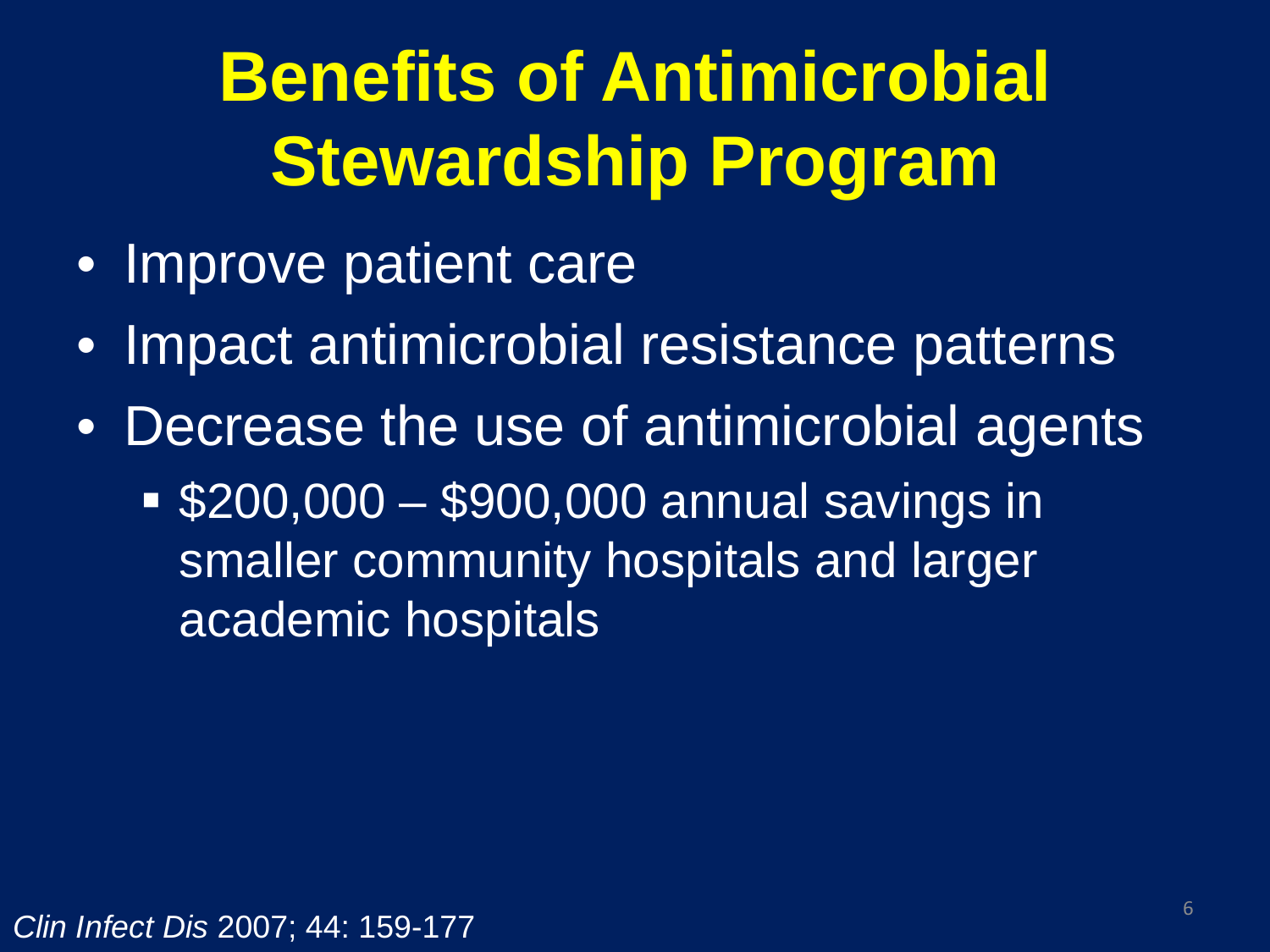# Benefits of Antimicrobial Stewardship Program

- Improve patient care
- Impact antimicrobial resistance patterns
- Decrease the use of antimicrobial agents
  - $200,000 – $900,000 annual savings in smaller community hospitals and larger academic hospitals

*Clin Infect Dis* 2007; 44: 159-177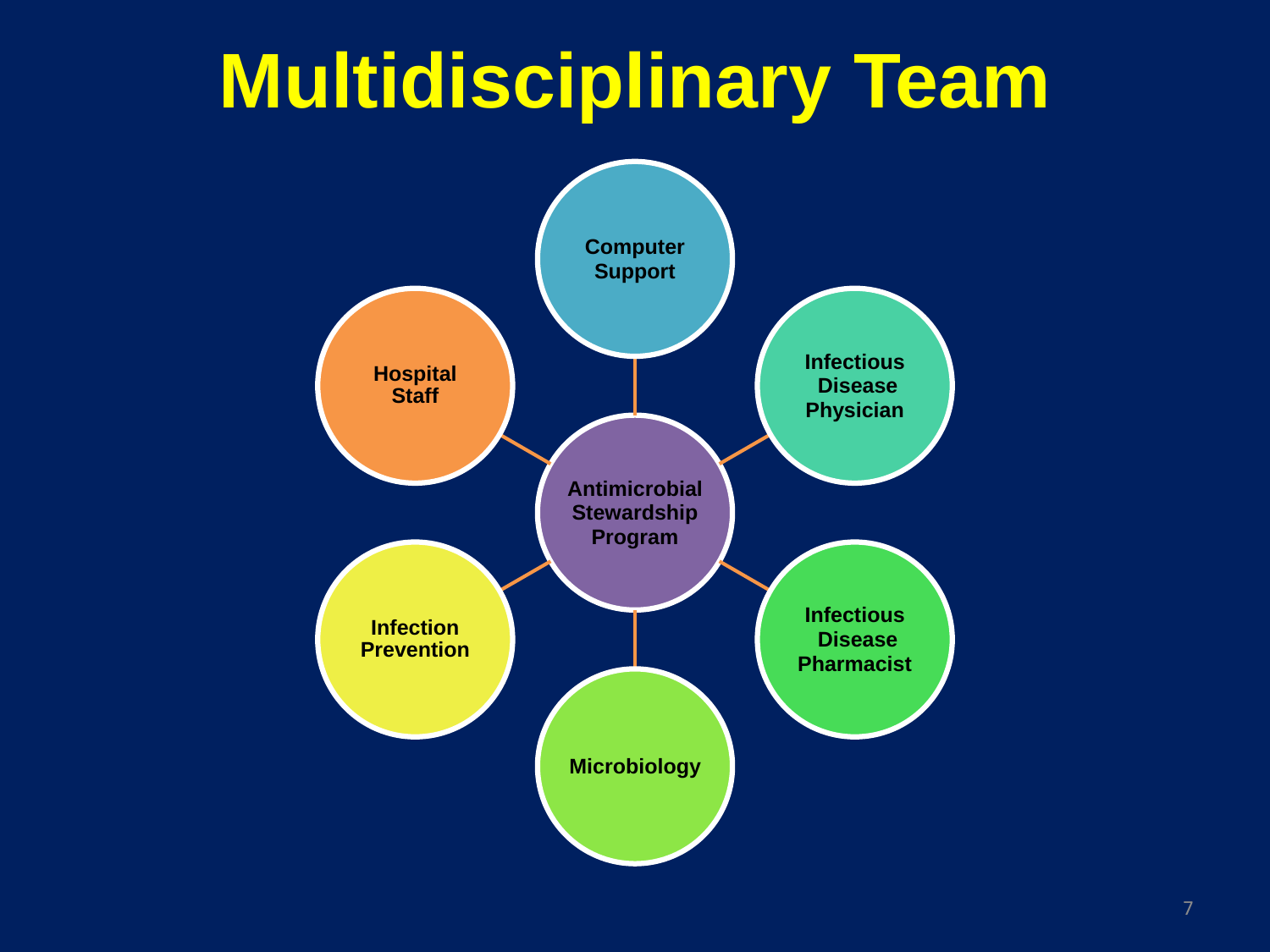# Multidisciplinary Team

- Antimicrobial Stewardship Program
  - Computer Support
  - Infectious Disease Physician
  - Infectious Disease Pharmacist
  - Microbiology
  - Infection Prevention
  - Hospital Staff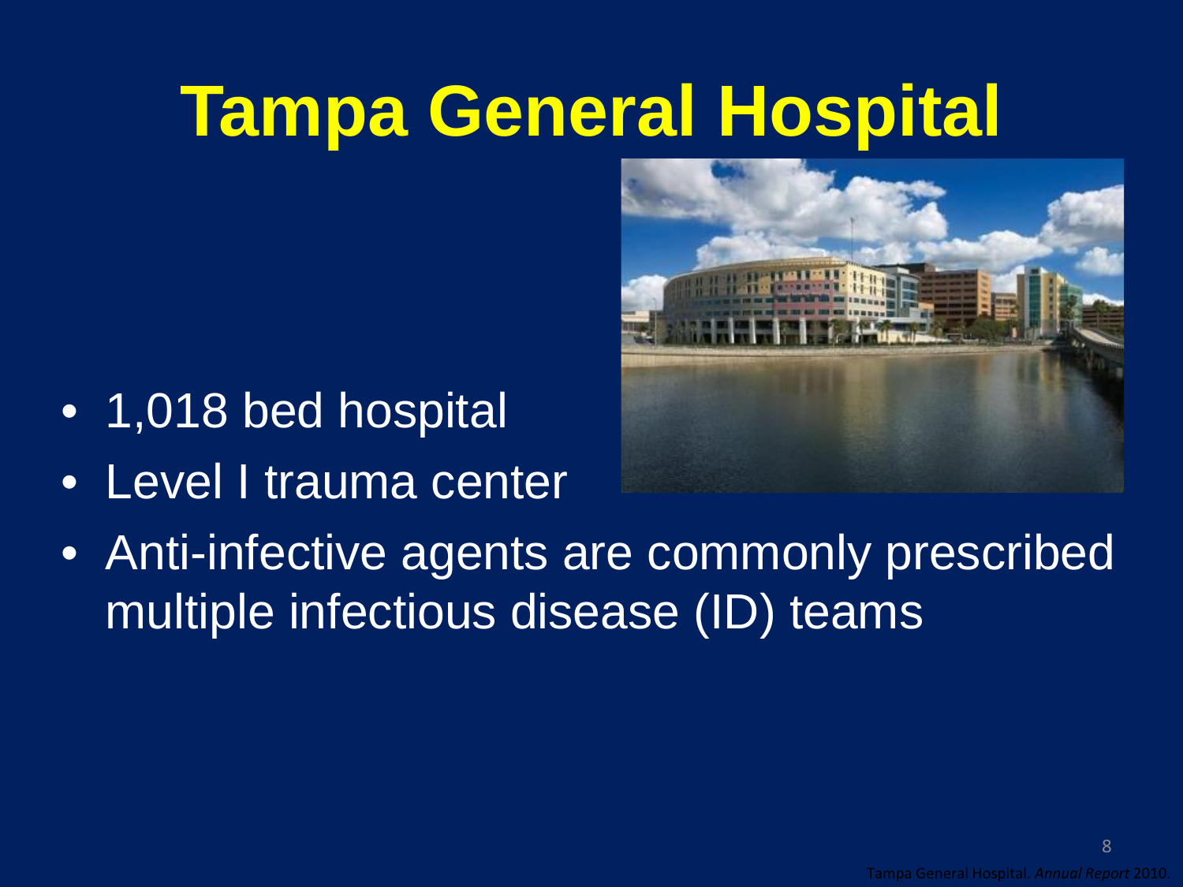# Tampa General Hospital

- 1,018 bed hospital
- Level I trauma center
- Anti-infective agents are commonly prescribed multiple infectious disease (ID) teams

Tampa General Hospital. *Annual Report* 2010.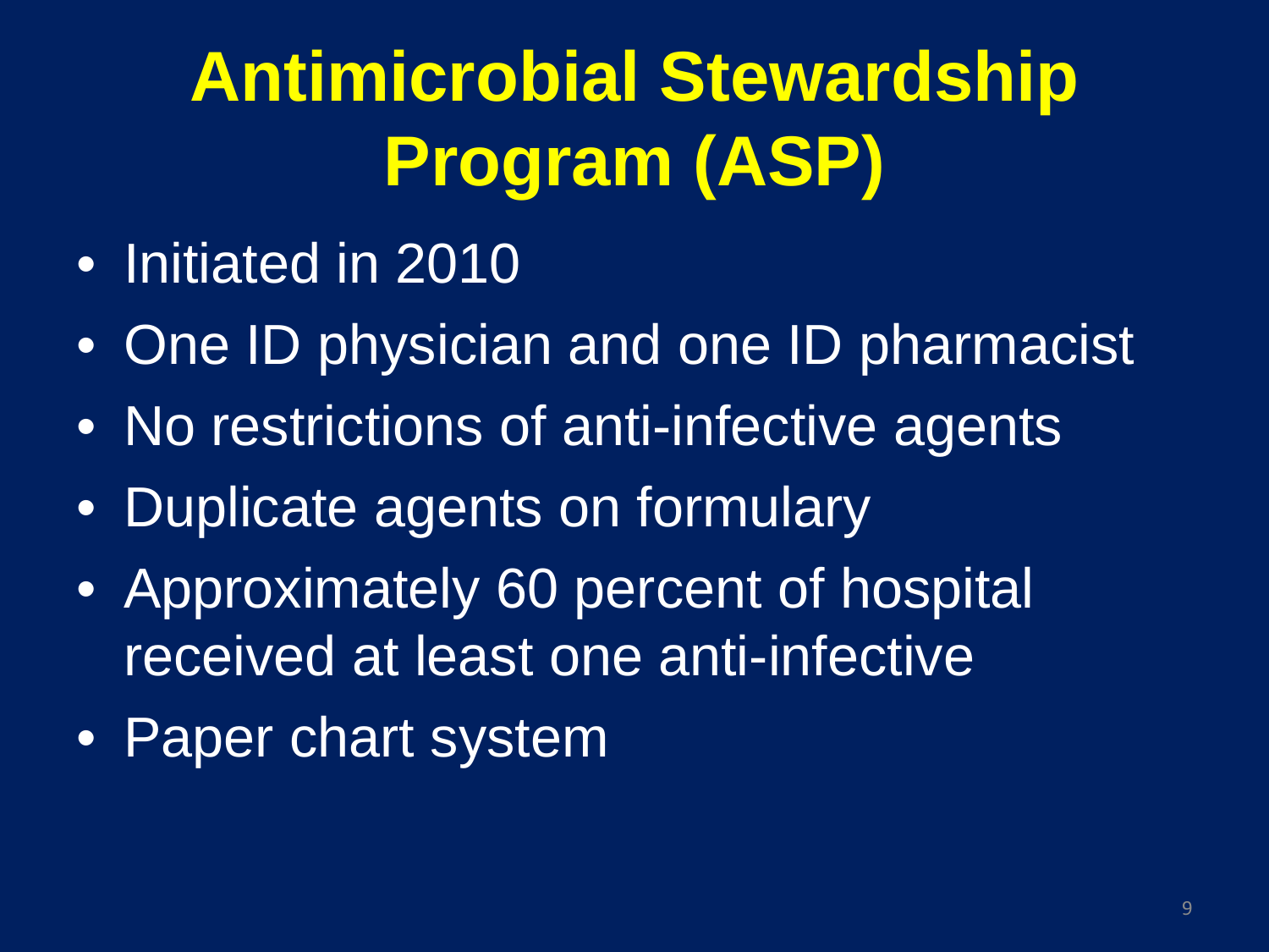# Antimicrobial Stewardship Program (ASP)

- Initiated in 2010
- One ID physician and one ID pharmacist
- No restrictions of anti-infective agents
- Duplicate agents on formulary
- Approximately 60 percent of hospital received at least one anti-infective
- Paper chart system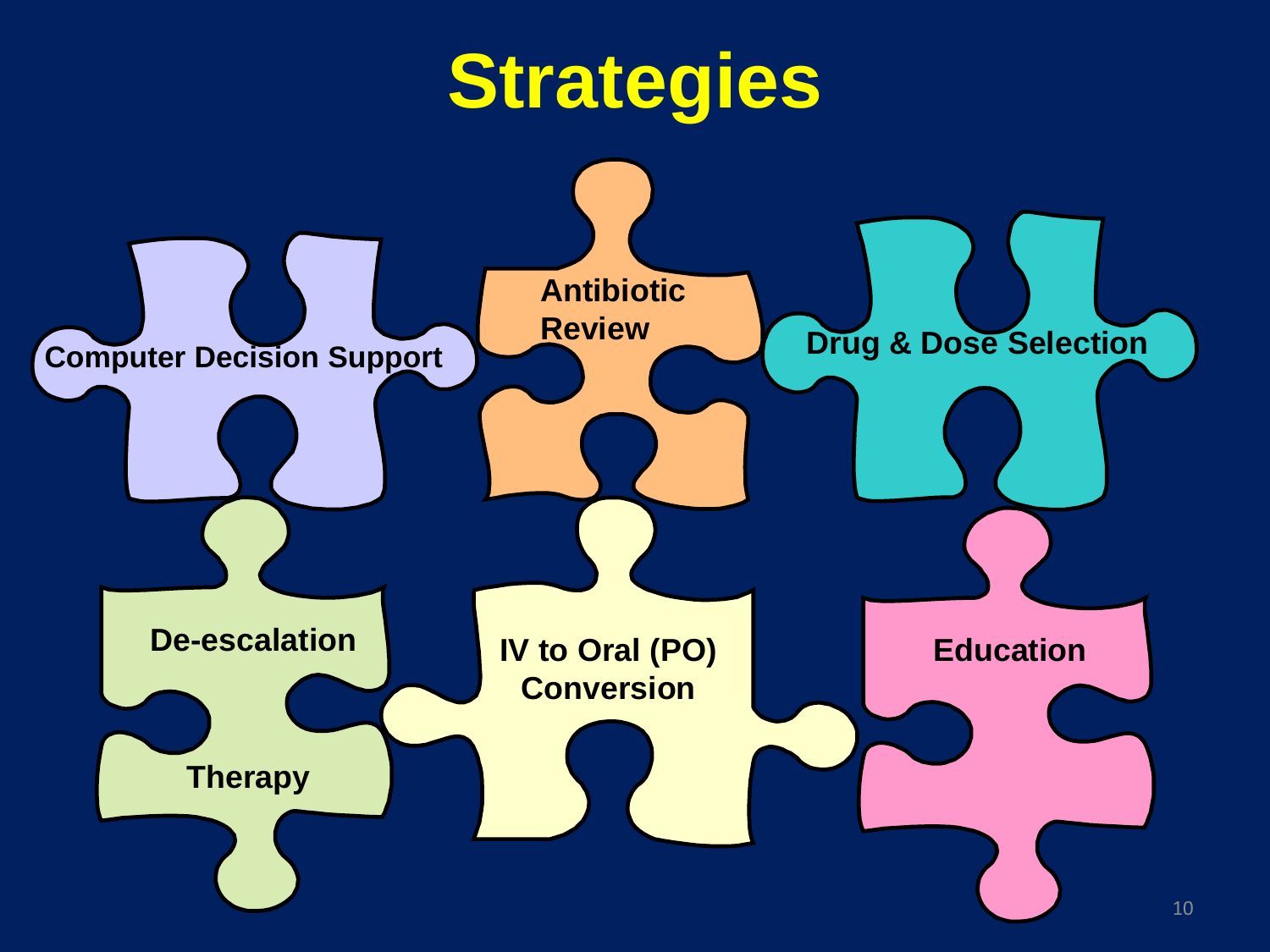# Strategies

- Computer Decision Support
- Antibiotic Review
- Drug & Dose Selection
- De-escalation Therapy
- IV to Oral (PO) Conversion
- Education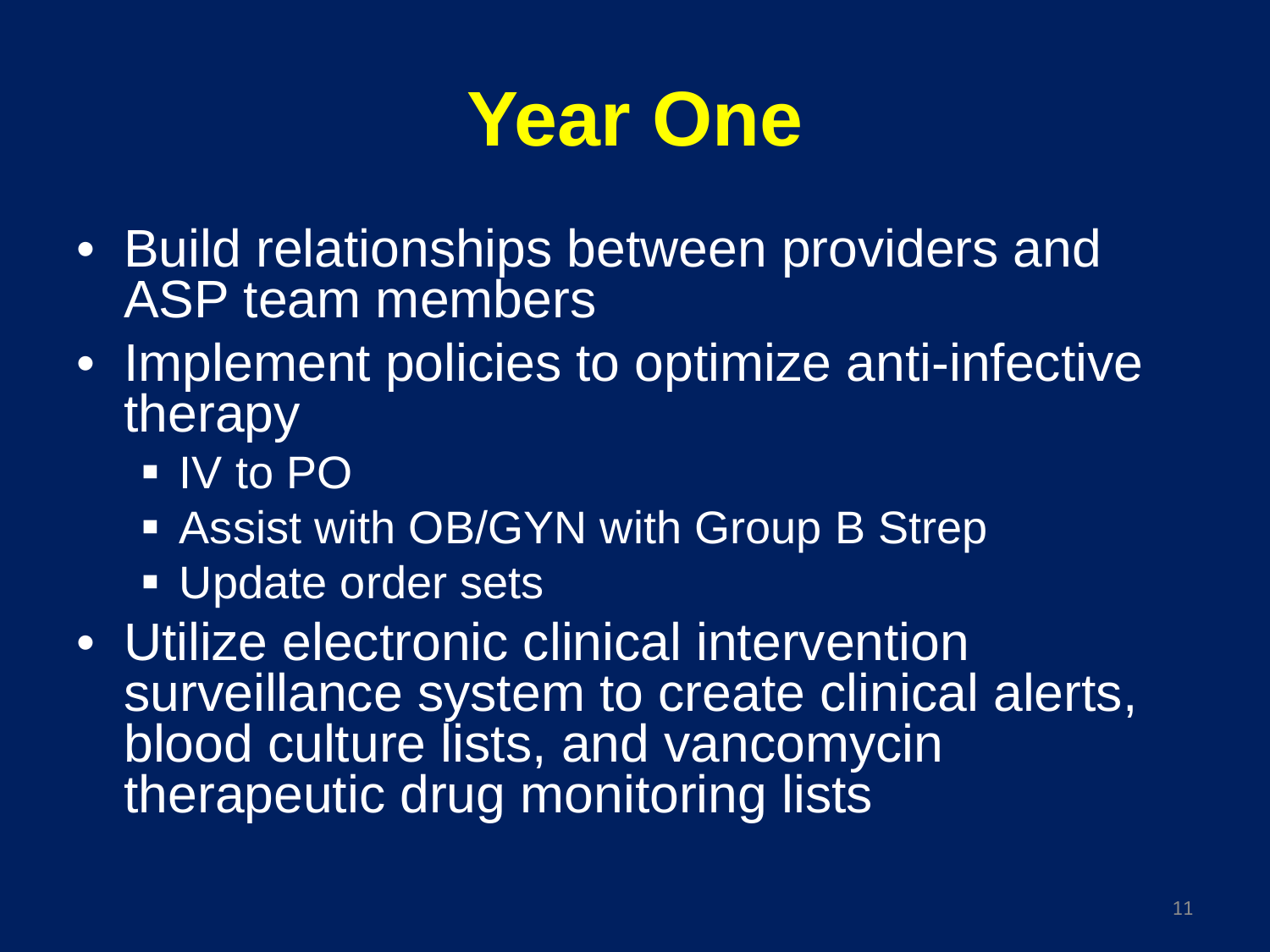# Year One

- Build relationships between providers and ASP team members
- Implement policies to optimize anti-infective therapy
  - IV to PO
  - Assist with OB/GYN with Group B Strep
  - Update order sets
- Utilize electronic clinical intervention surveillance system to create clinical alerts, blood culture lists, and vancomycin therapeutic drug monitoring lists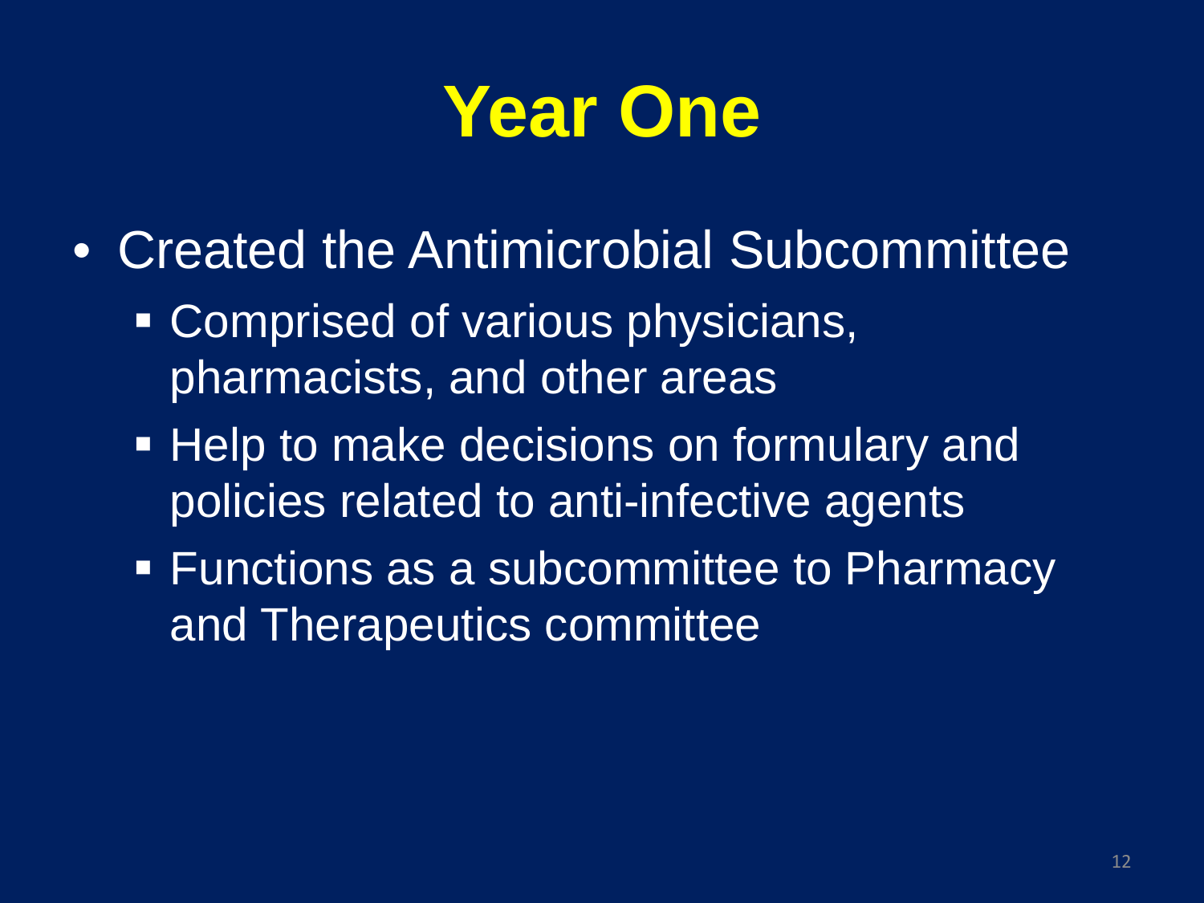# Year One

- Created the Antimicrobial Subcommittee
  - Comprised of various physicians, pharmacists, and other areas
  - Help to make decisions on formulary and policies related to anti-infective agents
  - Functions as a subcommittee to Pharmacy and Therapeutics committee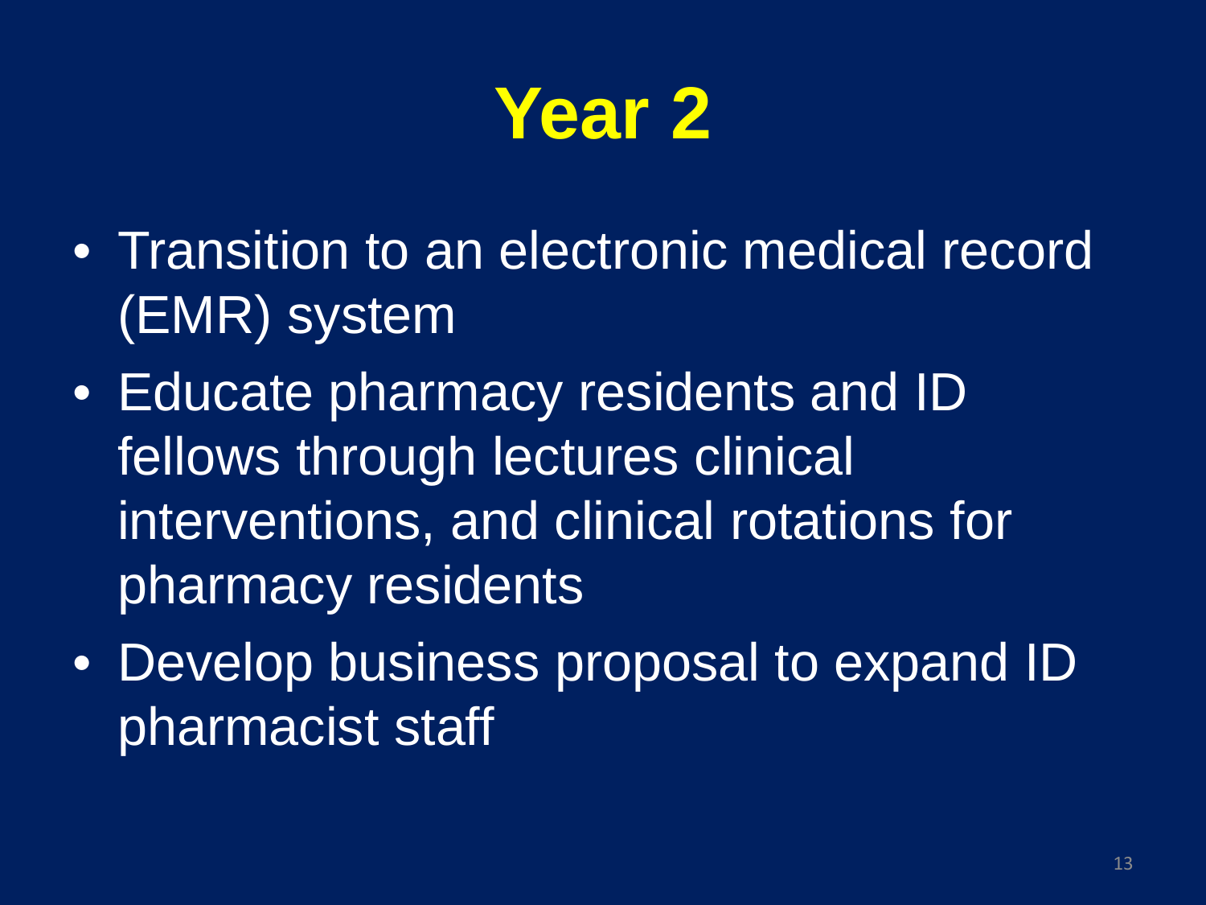# Year 2

- Transition to an electronic medical record (EMR) system
- Educate pharmacy residents and ID fellows through lectures clinical interventions, and clinical rotations for pharmacy residents
- Develop business proposal to expand ID pharmacist staff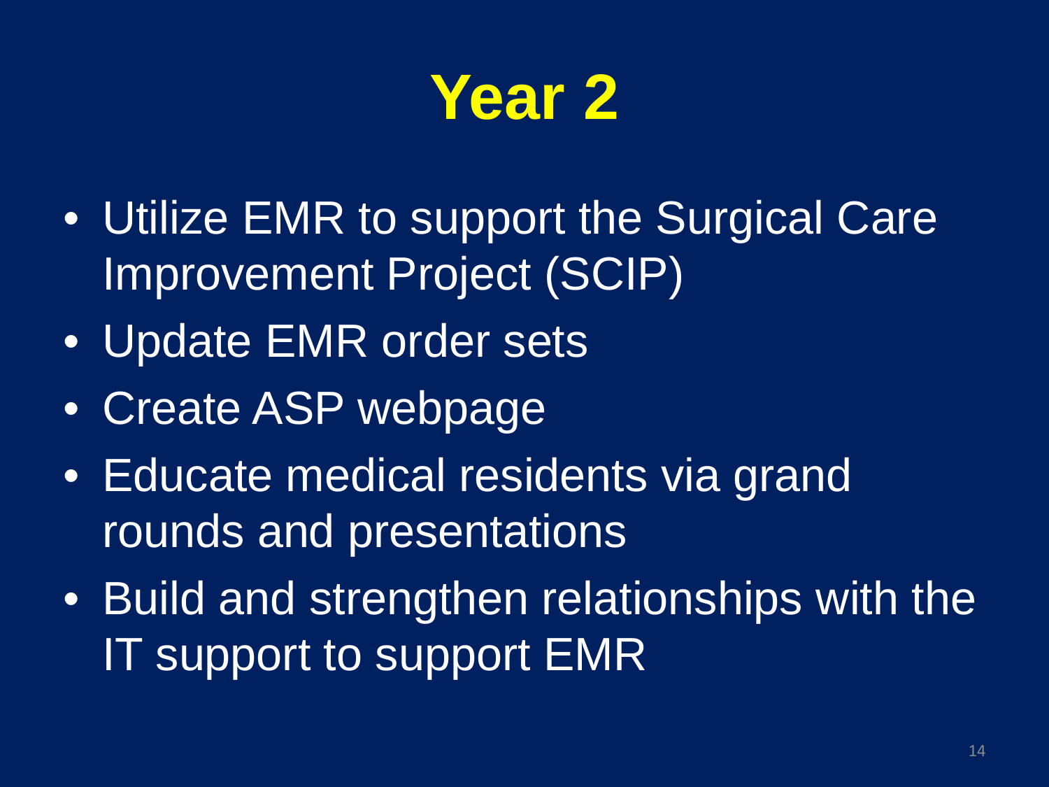# Year 2

- Utilize EMR to support the Surgical Care Improvement Project (SCIP)
- Update EMR order sets
- Create ASP webpage
- Educate medical residents via grand rounds and presentations
- Build and strengthen relationships with the IT support to support EMR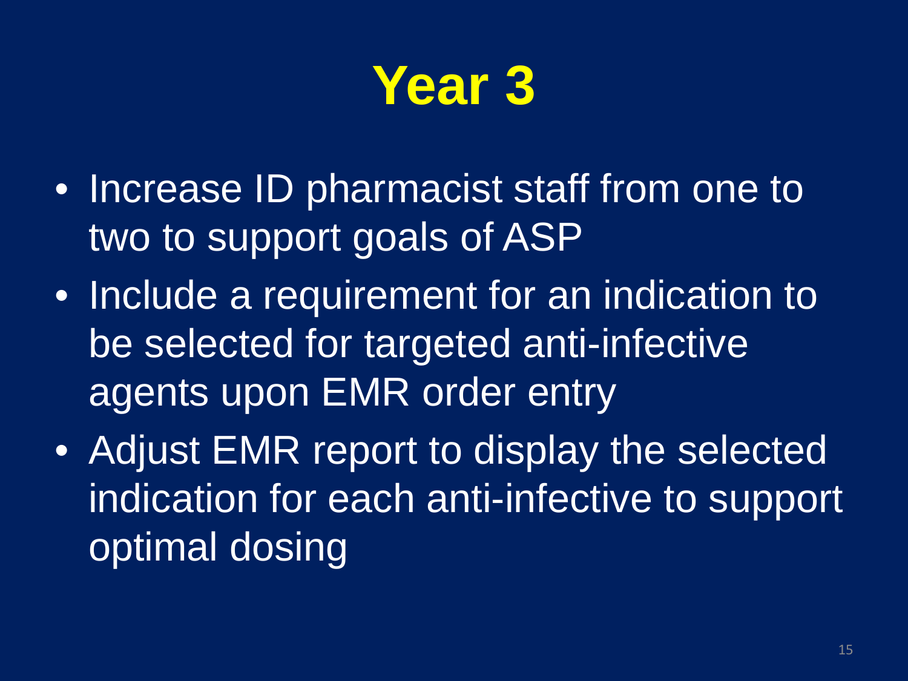# Year 3

- Increase ID pharmacist staff from one to two to support goals of ASP
- Include a requirement for an indication to be selected for targeted anti-infective agents upon EMR order entry
- Adjust EMR report to display the selected indication for each anti-infective to support optimal dosing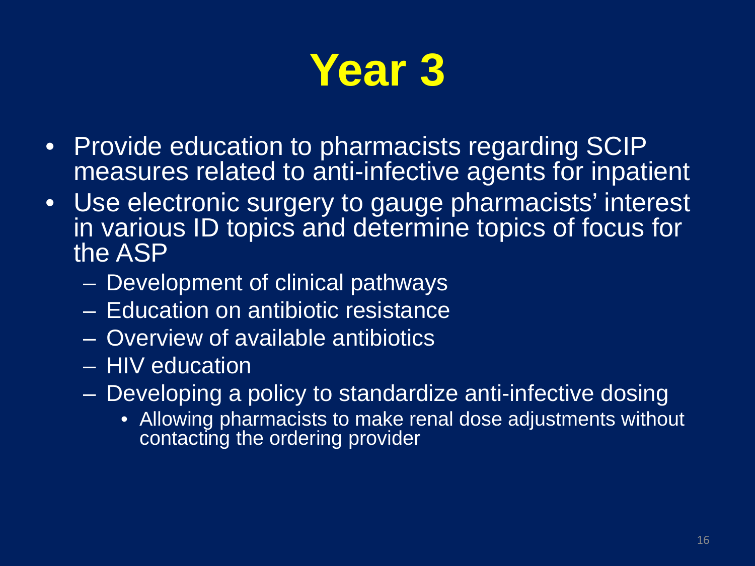# Year 3

- Provide education to pharmacists regarding SCIP measures related to anti-infective agents for inpatient
- Use electronic surgery to gauge pharmacists' interest in various ID topics and determine topics of focus for the ASP
  - Development of clinical pathways
  - Education on antibiotic resistance
  - Overview of available antibiotics
  - HIV education
  - Developing a policy to standardize anti-infective dosing
    - Allowing pharmacists to make renal dose adjustments without contacting the ordering provider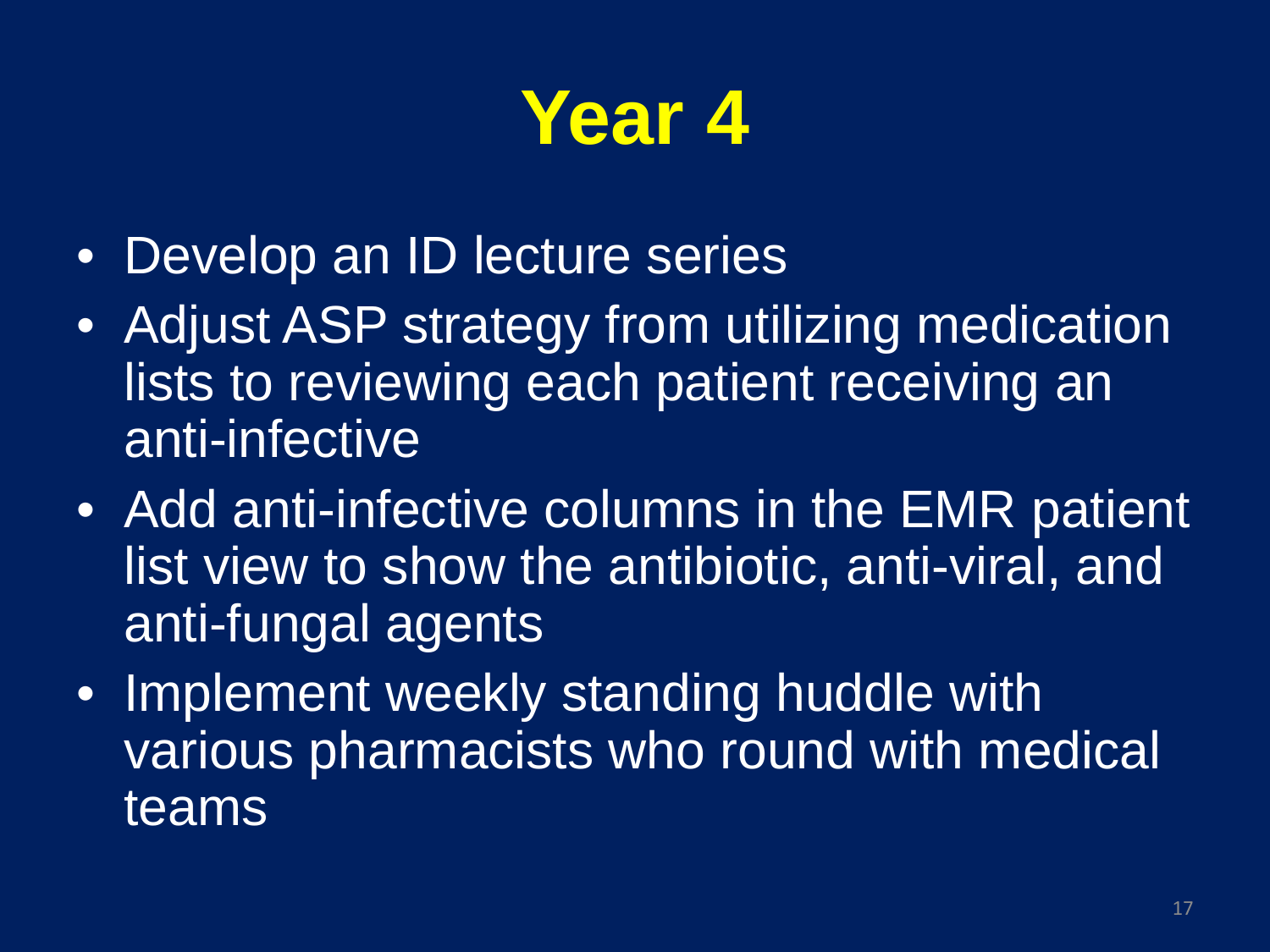# Year 4

- Develop an ID lecture series
- Adjust ASP strategy from utilizing medication lists to reviewing each patient receiving an anti-infective
- Add anti-infective columns in the EMR patient list view to show the antibiotic, anti-viral, and anti-fungal agents
- Implement weekly standing huddle with various pharmacists who round with medical teams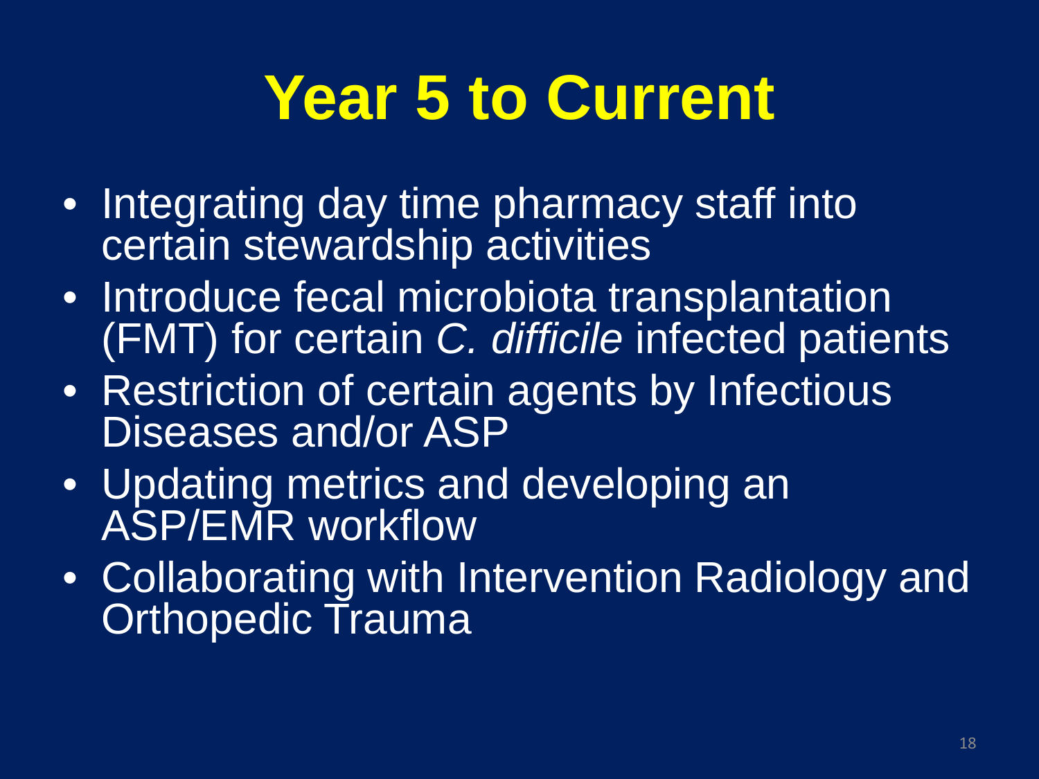# Year 5 to Current

- Integrating day time pharmacy staff into certain stewardship activities
- Introduce fecal microbiota transplantation (FMT) for certain *C. difficile* infected patients
- Restriction of certain agents by Infectious Diseases and/or ASP
- Updating metrics and developing an ASP/EMR workflow
- Collaborating with Intervention Radiology and Orthopedic Trauma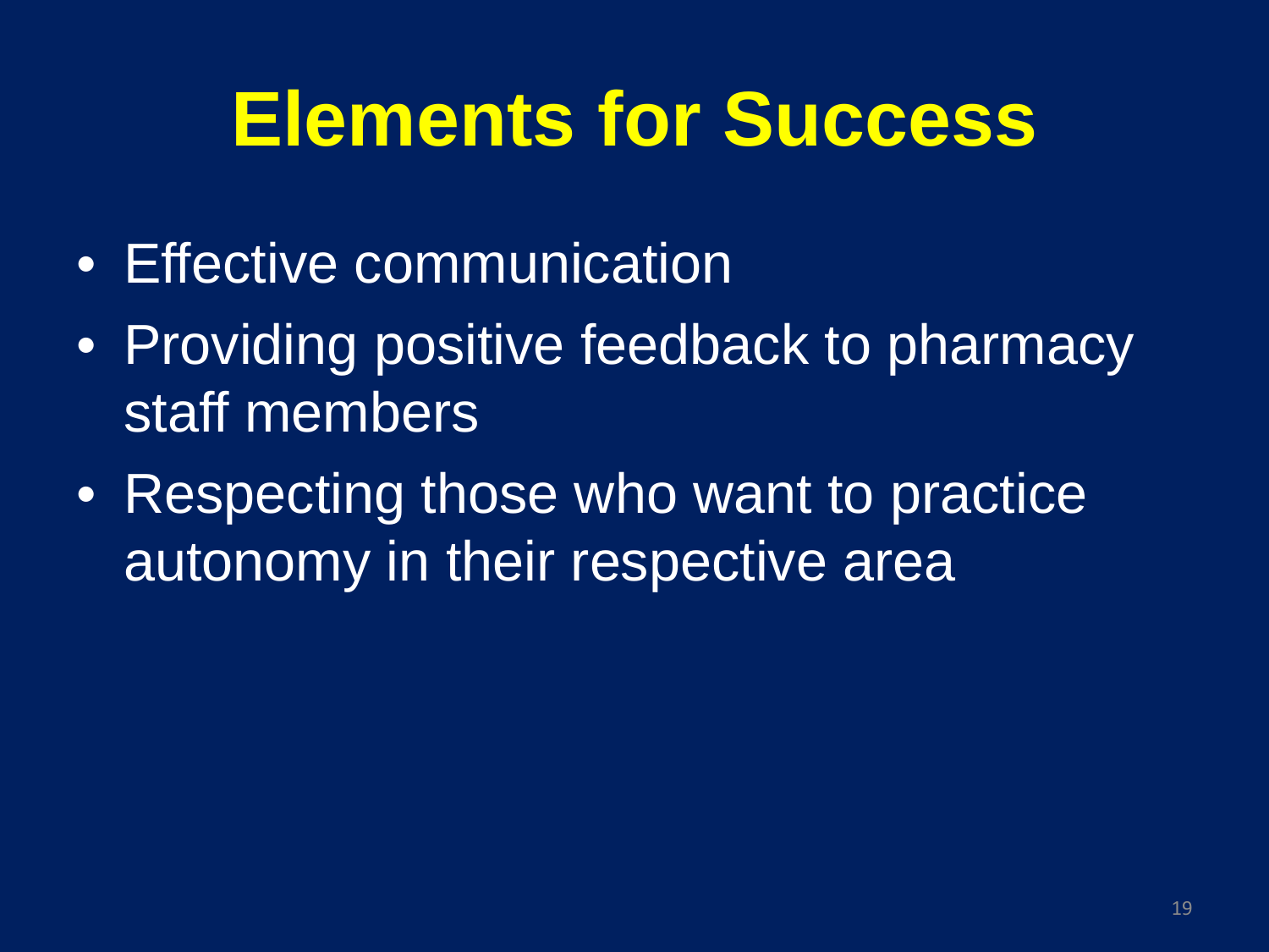# Elements for Success

- Effective communication
- Providing positive feedback to pharmacy staff members
- Respecting those who want to practice autonomy in their respective area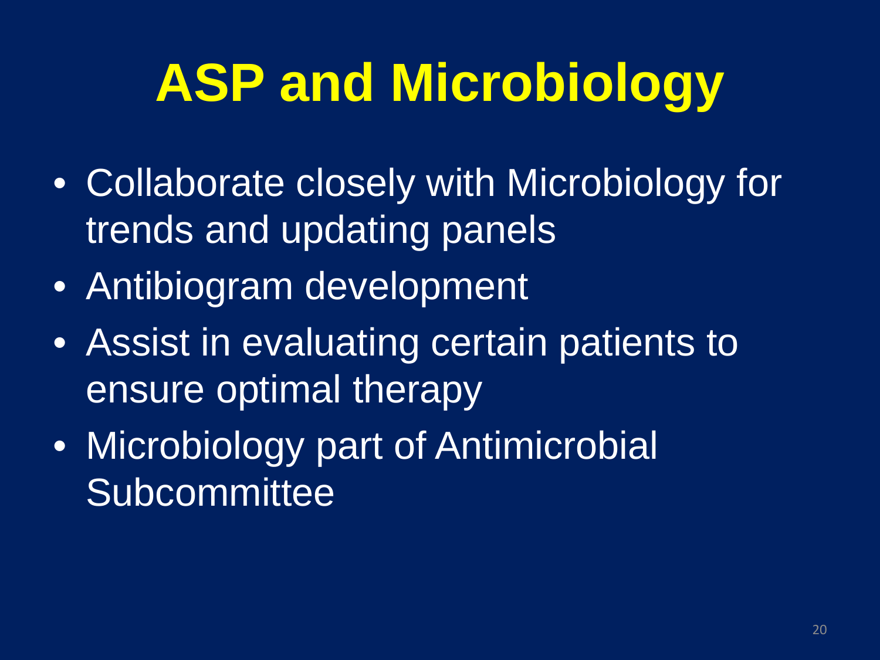# ASP and Microbiology

- Collaborate closely with Microbiology for trends and updating panels
- Antibiogram development
- Assist in evaluating certain patients to ensure optimal therapy
- Microbiology part of Antimicrobial Subcommittee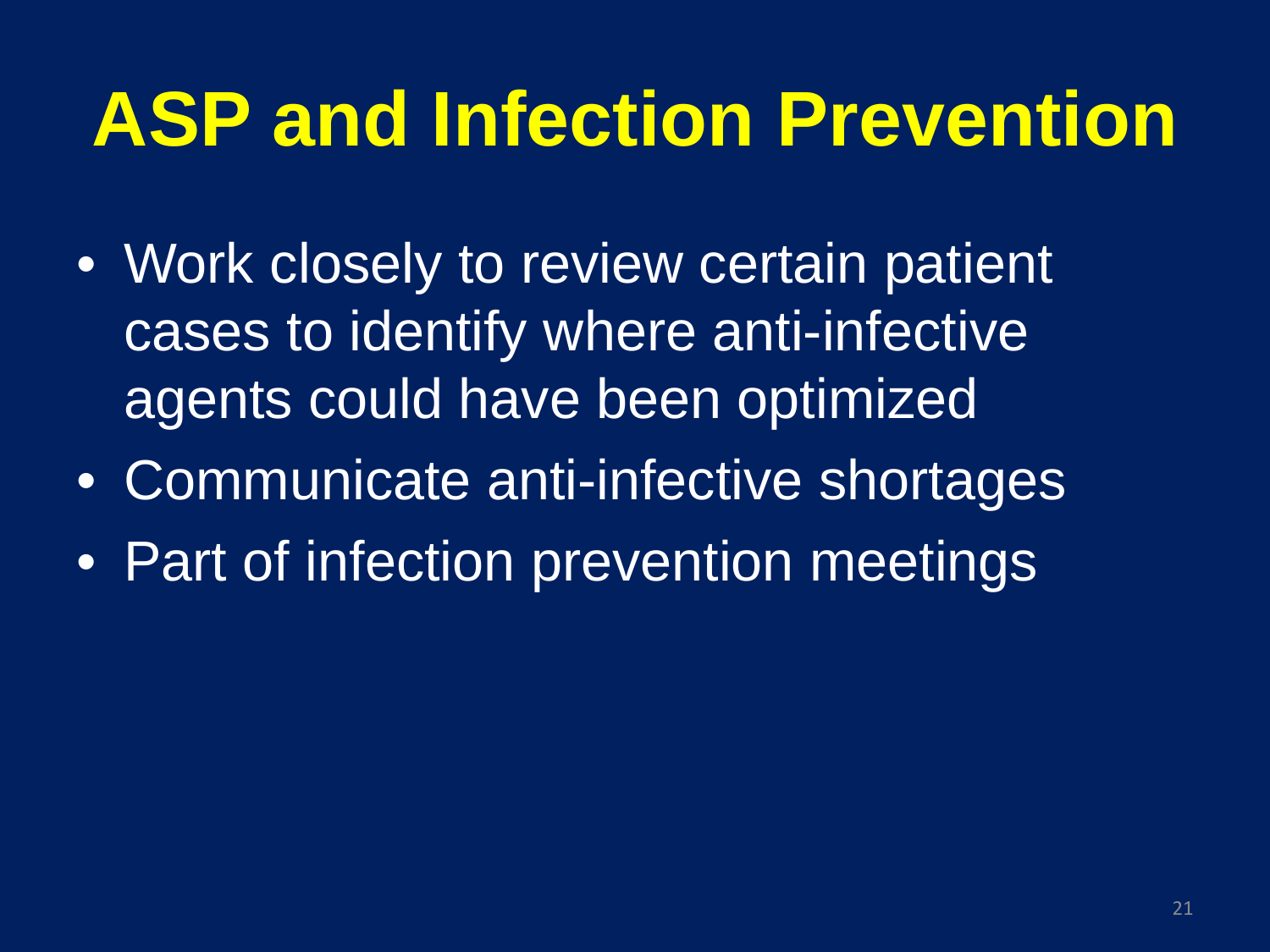# ASP and Infection Prevention

- Work closely to review certain patient cases to identify where anti-infective agents could have been optimized
- Communicate anti-infective shortages
- Part of infection prevention meetings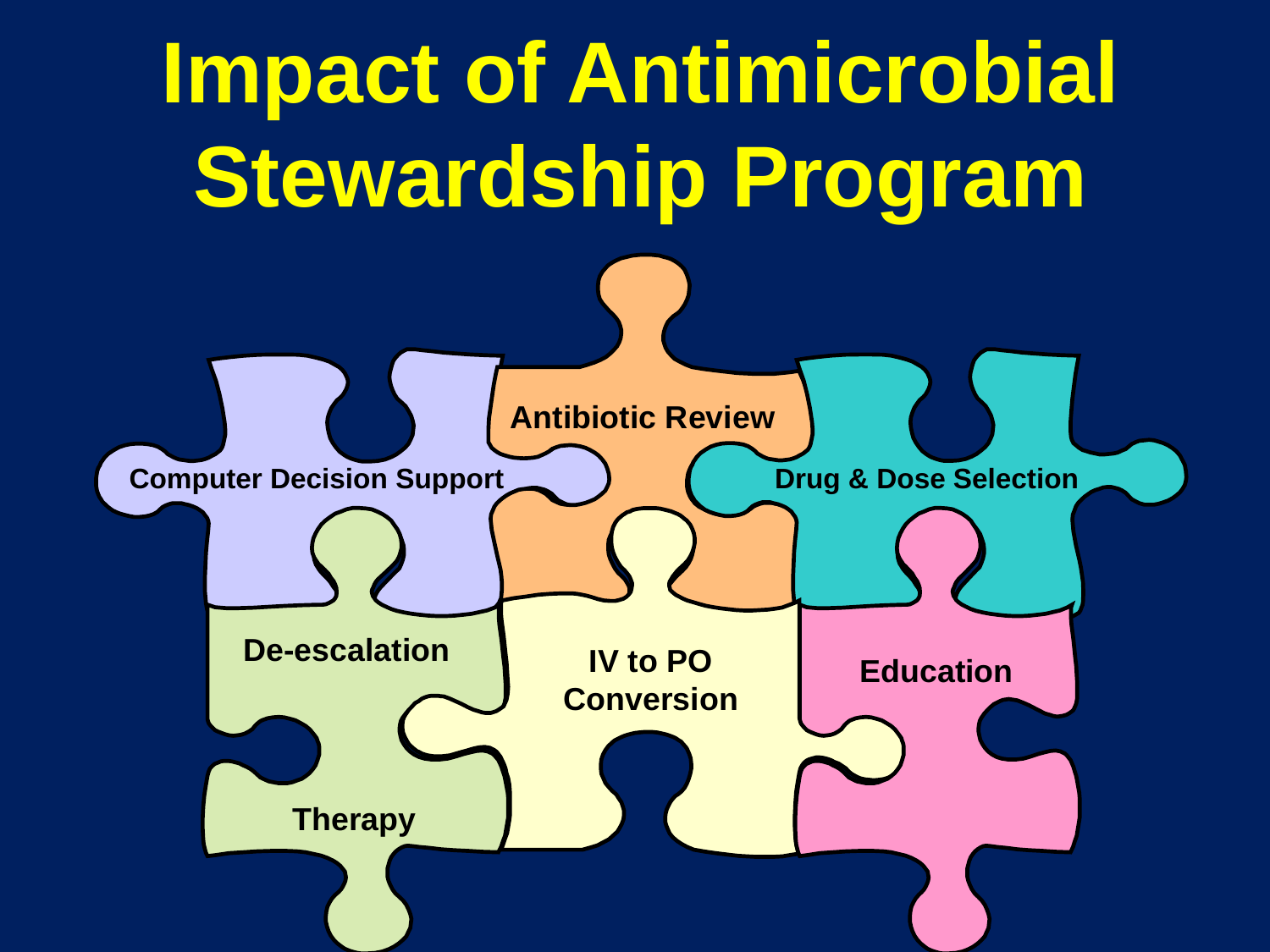# Impact of Antimicrobial Stewardship Program

- Antibiotic Review
- Computer Decision Support
- Drug & Dose Selection
- De-escalation Therapy
- IV to PO Conversion
- Education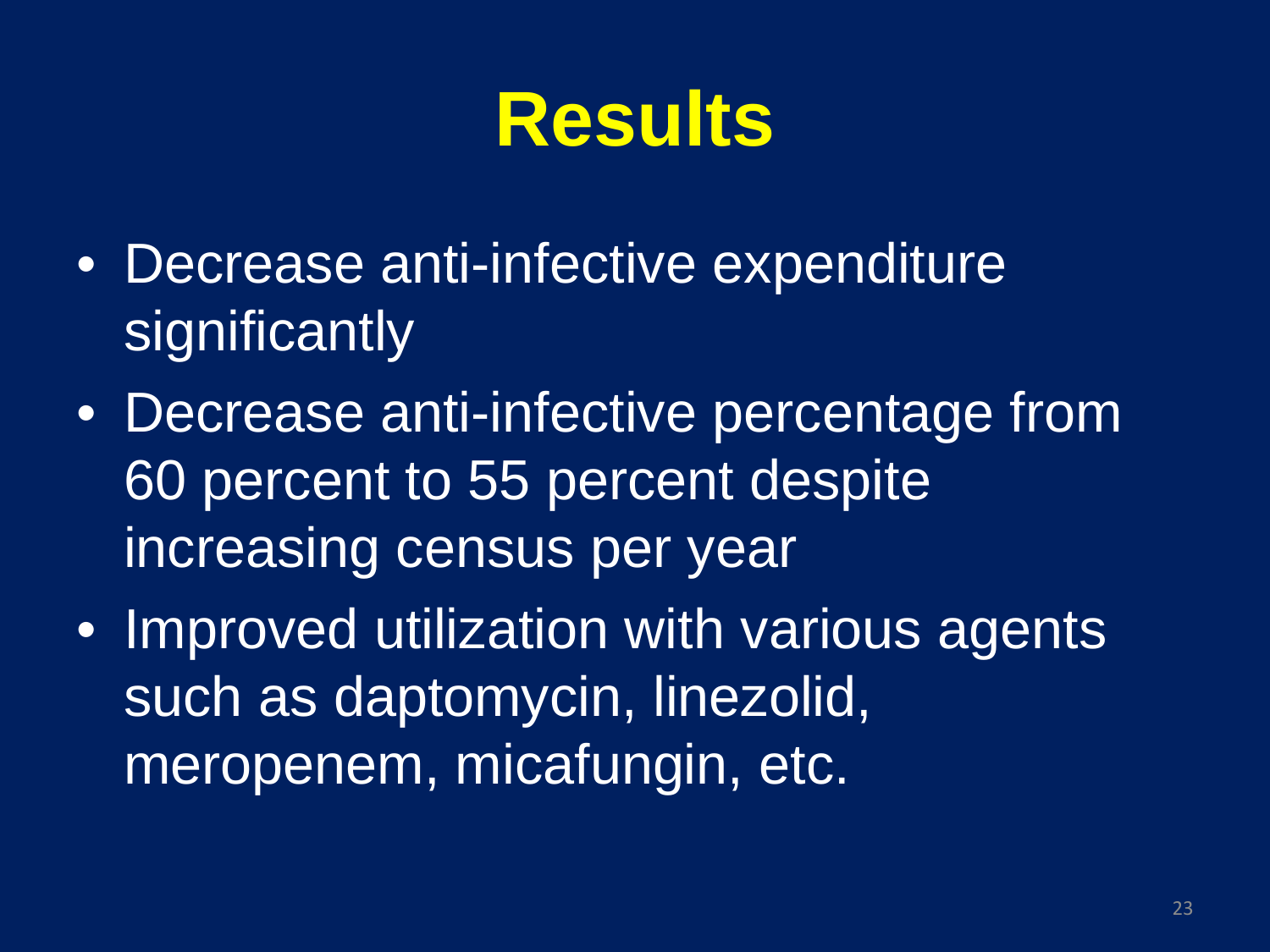# Results

- Decrease anti-infective expenditure significantly
- Decrease anti-infective percentage from 60 percent to 55 percent despite increasing census per year
- Improved utilization with various agents such as daptomycin, linezolid, meropenem, micafungin, etc.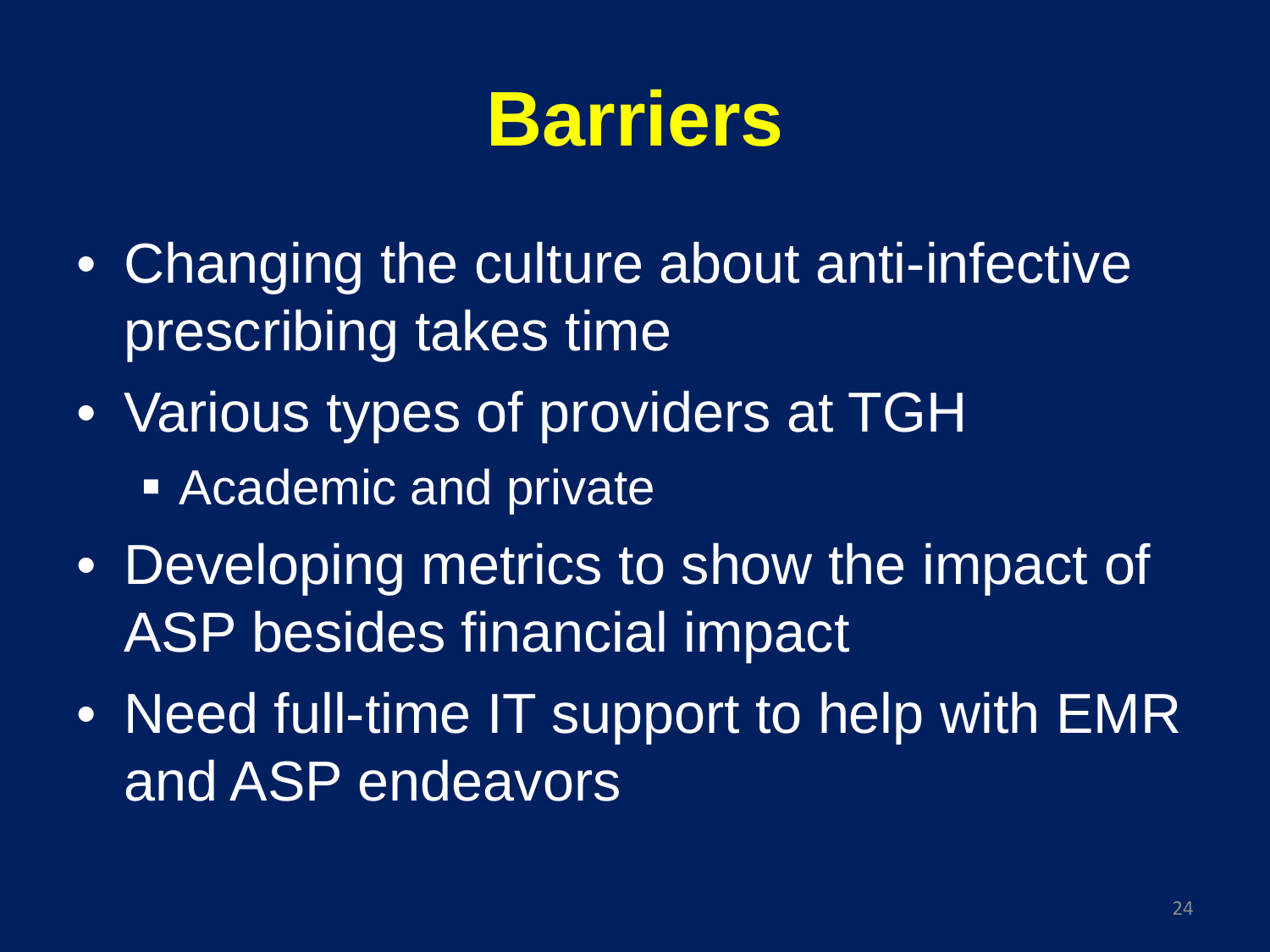# Barriers

- Changing the culture about anti-infective prescribing takes time
- Various types of providers at TGH
  - Academic and private
- Developing metrics to show the impact of ASP besides financial impact
- Need full-time IT support to help with EMR and ASP endeavors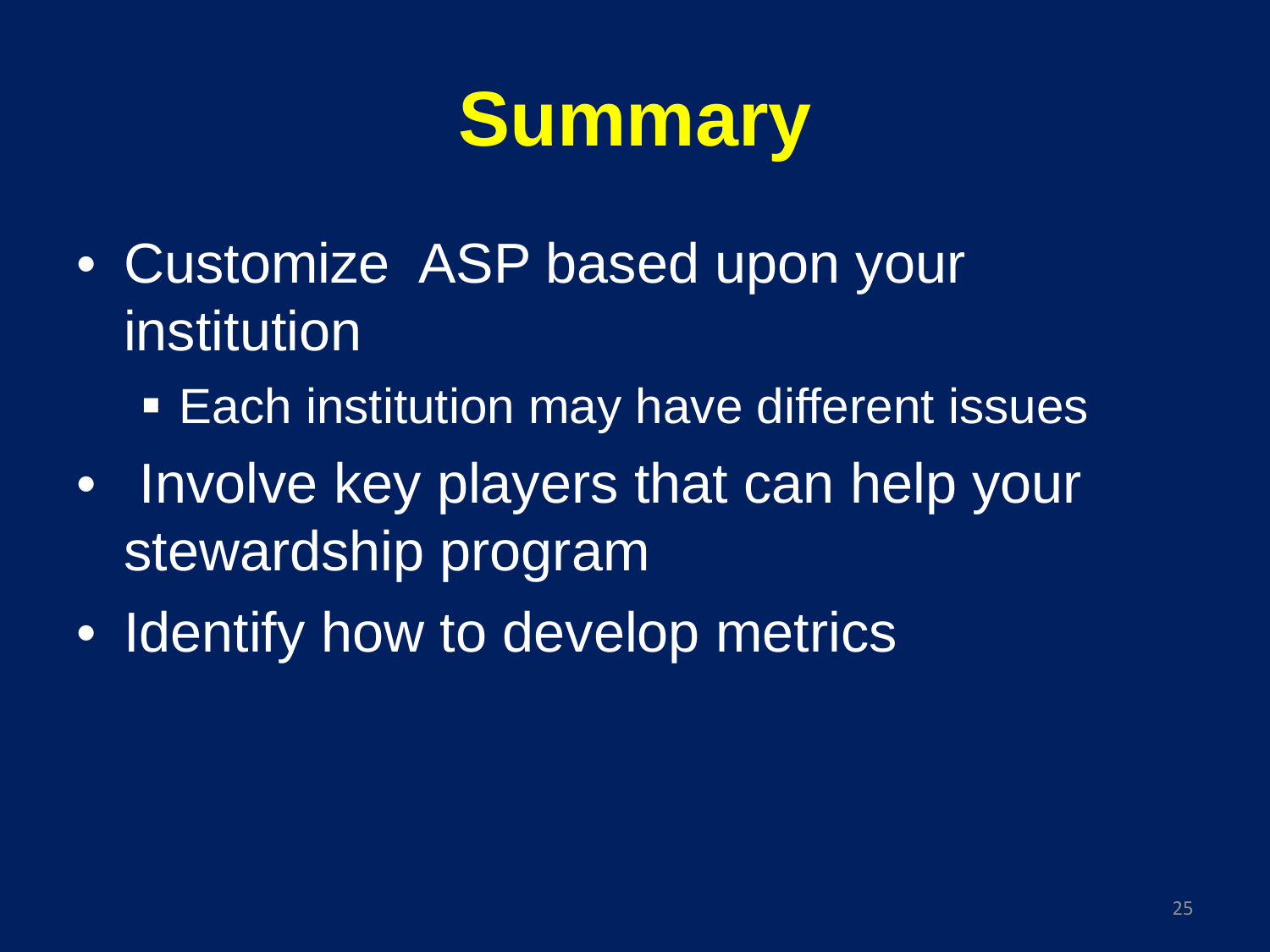# Summary

- Customize ASP based upon your institution
  - Each institution may have different issues
- Involve key players that can help your stewardship program
- Identify how to develop metrics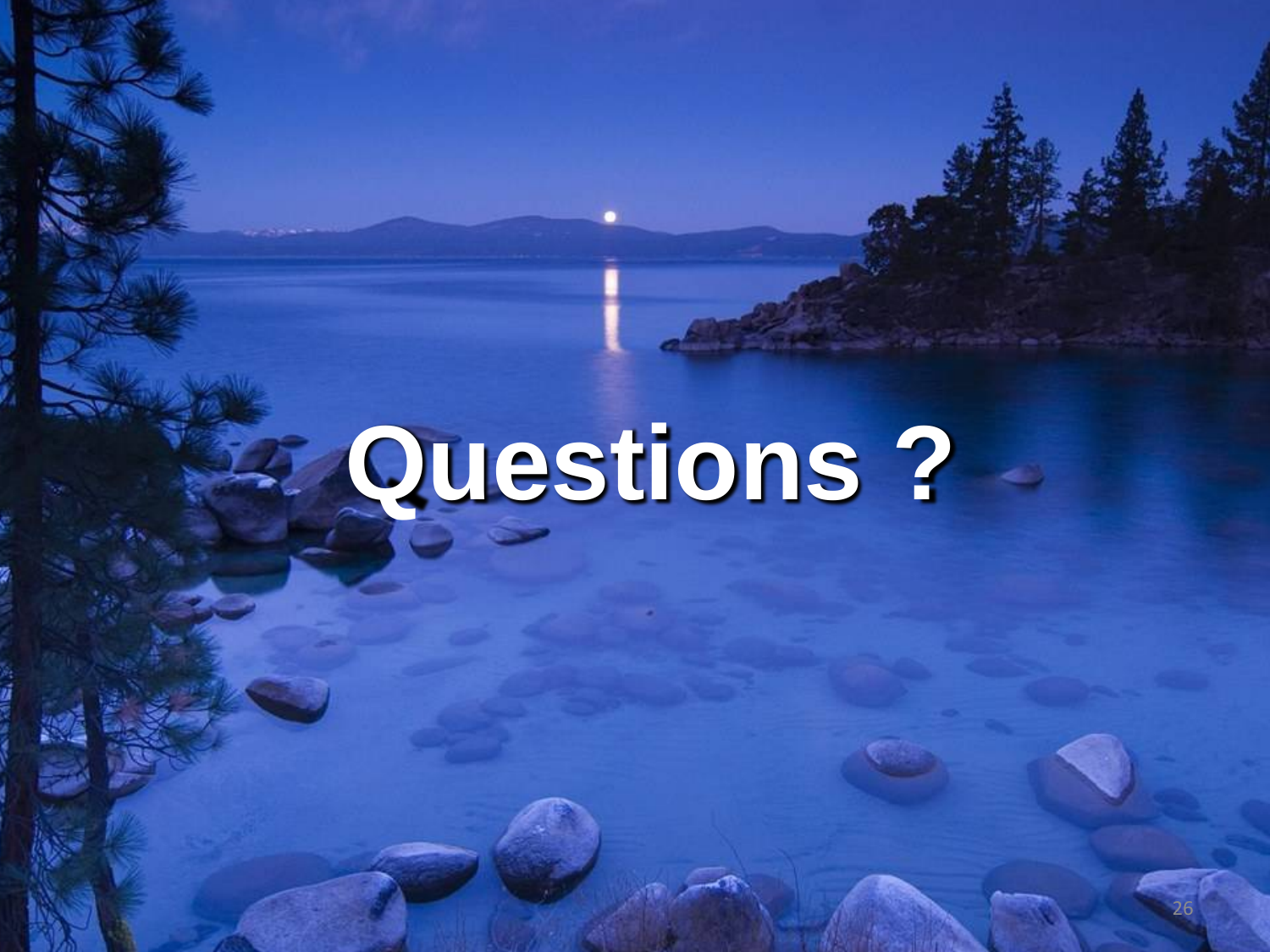# Questions ?